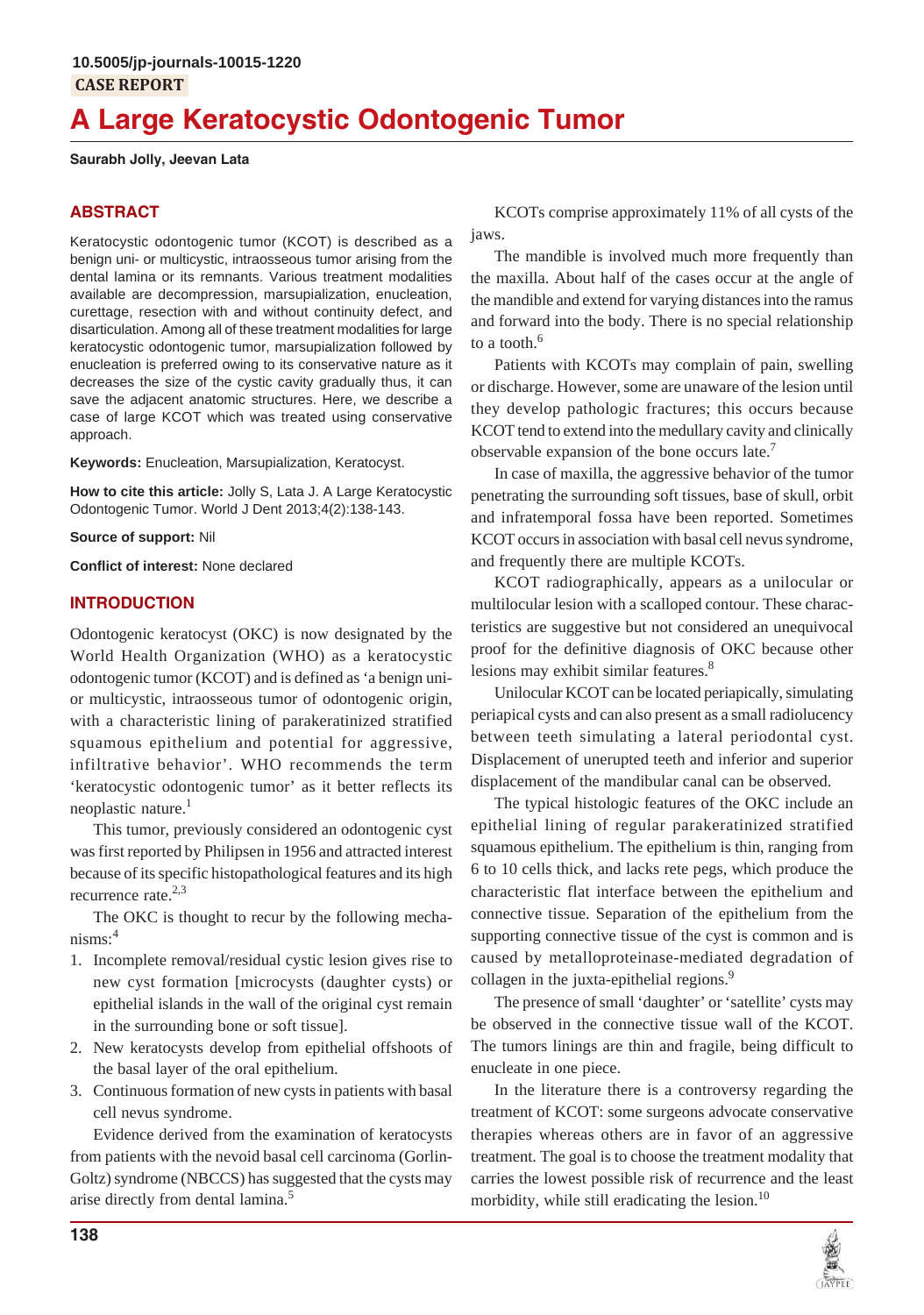10.5005/jp-journals-10015-1220

CASE REPORT

# A Large Keratocystic Odontogenic Tumor

**Saurabh Jolly, Jeevan Lata**

## ABSTRACT

Keratocystic odontogenic tumor (KCOT) is described as a benign uni- or multicystic, intraosseous tumor arising from the dental lamina or its remnants. Various treatment modalities available are decompression, marsupialization, enucleation, curettage, resection with and without continuity defect, and disarticulation. Among all of these treatment modalities for large keratocystic odontogenic tumor, marsupialization followed by enucleation is preferred owing to its conservative nature as it decreases the size of the cystic cavity gradually thus, it can save the adjacent anatomic structures. Here, we describe a case of large KCOT which was treated using conservative approach.

**Keywords:** Enucleation, Marsupialization, Keratocyst.

**How to cite this article:** Jolly S, Lata J. A Large Keratocystic Odontogenic Tumor. World J Dent 2013;4(2):138-143.

**Source of support:** Nil

**Conflict of interest:** None declared

## INTRODUCTION

Odontogenic keratocyst (OKC) is now designated by the World Health Organization (WHO) as a keratocystic odontogenic tumor (KCOT) and is defined as 'a benign uni- or multicystic, intraosseous tumor of odontogenic origin, with a characteristic lining of parakeratinized stratified squamous epithelium and potential for aggressive, infiltrative behavior'. WHO recommends the term 'keratocystic odontogenic tumor' as it better reflects its neoplastic nature.[1]

This tumor, previously considered an odontogenic cyst was first reported by Philipsen in 1956 and attracted interest because of its specific histopathological features and its high recurrence rate.[2,3]

The OKC is thought to recur by the following mechanisms:[4]

1. Incomplete removal/residual cystic lesion gives rise to new cyst formation [microcysts (daughter cysts) or epithelial islands in the wall of the original cyst remain in the surrounding bone or soft tissue].
2. New keratocysts develop from epithelial offshoots of the basal layer of the oral epithelium.
3. Continuous formation of new cysts in patients with basal cell nevus syndrome.

Evidence derived from the examination of keratocysts from patients with the nevoid basal cell carcinoma (Gorlin-Goltz) syndrome (NBCCS) has suggested that the cysts may arise directly from dental lamina.[5]

KCOTs comprise approximately 11% of all cysts of the jaws.

The mandible is involved much more frequently than the maxilla. About half of the cases occur at the angle of the mandible and extend for varying distances into the ramus and forward into the body. There is no special relationship to a tooth.[6]

Patients with KCOTs may complain of pain, swelling or discharge. However, some are unaware of the lesion until they develop pathologic fractures; this occurs because KCOT tend to extend into the medullary cavity and clinically observable expansion of the bone occurs late.[7]

In case of maxilla, the aggressive behavior of the tumor penetrating the surrounding soft tissues, base of skull, orbit and infratemporal fossa have been reported. Sometimes KCOT occurs in association with basal cell nevus syndrome, and frequently there are multiple KCOTs.

KCOT radiographically, appears as a unilocular or multilocular lesion with a scalloped contour. These characteristics are suggestive but not considered an unequivocal proof for the definitive diagnosis of OKC because other lesions may exhibit similar features.[8]

Unilocular KCOT can be located periapically, simulating periapical cysts and can also present as a small radiolucency between teeth simulating a lateral periodontal cyst. Displacement of unerupted teeth and inferior and superior displacement of the mandibular canal can be observed.

The typical histologic features of the OKC include an epithelial lining of regular parakeratinized stratified squamous epithelium. The epithelium is thin, ranging from 6 to 10 cells thick, and lacks rete pegs, which produce the characteristic flat interface between the epithelium and connective tissue. Separation of the epithelium from the supporting connective tissue of the cyst is common and is caused by metalloproteinase-mediated degradation of collagen in the juxta-epithelial regions.[9]

The presence of small 'daughter' or 'satellite' cysts may be observed in the connective tissue wall of the KCOT. The tumors linings are thin and fragile, being difficult to enucleate in one piece.

In the literature there is a controversy regarding the treatment of KCOT: some surgeons advocate conservative therapies whereas others are in favor of an aggressive treatment. The goal is to choose the treatment modality that carries the lowest possible risk of recurrence and the least morbidity, while still eradicating the lesion.[10]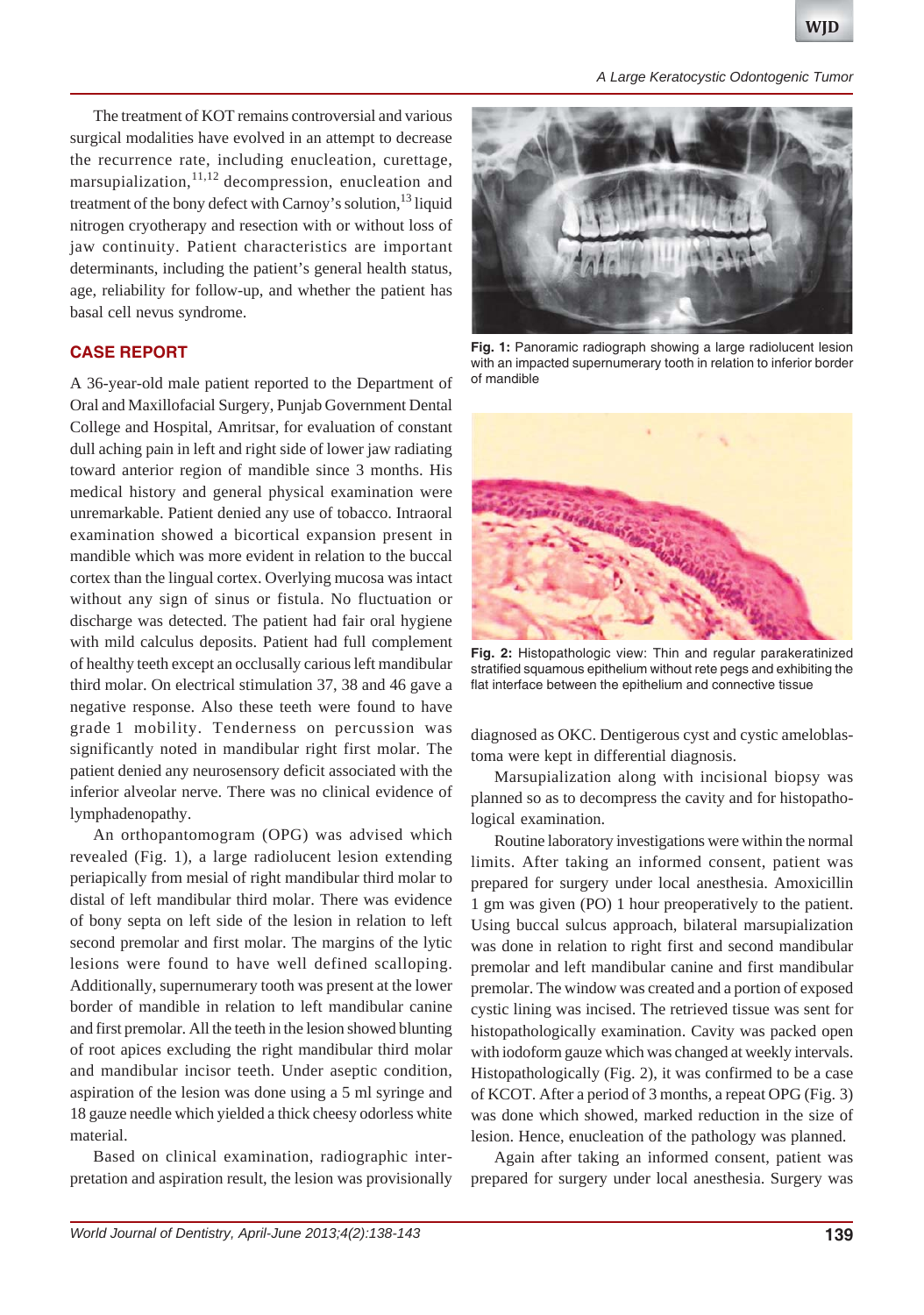The treatment of KOT remains controversial and various surgical modalities have evolved in an attempt to decrease the recurrence rate, including enucleation, curettage, marsupialization,[11,12] decompression, enucleation and treatment of the bony defect with Carnoy's solution,[13] liquid nitrogen cryotherapy and resection with or without loss of jaw continuity. Patient characteristics are important determinants, including the patient's general health status, age, reliability for follow-up, and whether the patient has basal cell nevus syndrome.

## CASE REPORT

A 36-year-old male patient reported to the Department of Oral and Maxillofacial Surgery, Punjab Government Dental College and Hospital, Amritsar, for evaluation of constant dull aching pain in left and right side of lower jaw radiating toward anterior region of mandible since 3 months. His medical history and general physical examination were unremarkable. Patient denied any use of tobacco. Intraoral examination showed a bicortical expansion present in mandible which was more evident in relation to the buccal cortex than the lingual cortex. Overlying mucosa was intact without any sign of sinus or fistula. No fluctuation or discharge was detected. The patient had fair oral hygiene with mild calculus deposits. Patient had full complement of healthy teeth except an occlusally carious left mandibular third molar. On electrical stimulation 37, 38 and 46 gave a negative response. Also these teeth were found to have grade 1 mobility. Tenderness on percussion was significantly noted in mandibular right first molar. The patient denied any neurosensory deficit associated with the inferior alveolar nerve. There was no clinical evidence of lymphadenopathy.

An orthopantomogram (OPG) was advised which revealed (Fig. 1), a large radiolucent lesion extending periapically from mesial of right mandibular third molar to distal of left mandibular third molar. There was evidence of bony septa on left side of the lesion in relation to left second premolar and first molar. The margins of the lytic lesions were found to have well defined scalloping. Additionally, supernumerary tooth was present at the lower border of mandible in relation to left mandibular canine and first premolar. All the teeth in the lesion showed blunting of root apices excluding the right mandibular third molar and mandibular incisor teeth. Under aseptic condition, aspiration of the lesion was done using a 5 ml syringe and 18 gauze needle which yielded a thick cheesy odorless white material.

Based on clinical examination, radiographic interpretation and aspiration result, the lesion was provisionally diagnosed as OKC. Dentigerous cyst and cystic ameloblastoma were kept in differential diagnosis.

**Fig. 1:** Panoramic radiograph showing a large radiolucent lesion with an impacted supernumerary tooth in relation to inferior border of mandible

**Fig. 2:** Histopathologic view: Thin and regular parakeratinized stratified squamous epithelium without rete pegs and exhibiting the flat interface between the epithelium and connective tissue

Marsupialization along with incisional biopsy was planned so as to decompress the cavity and for histopathological examination.

Routine laboratory investigations were within the normal limits. After taking an informed consent, patient was prepared for surgery under local anesthesia. Amoxicillin 1 gm was given (PO) 1 hour preoperatively to the patient. Using buccal sulcus approach, bilateral marsupialization was done in relation to right first and second mandibular premolar and left mandibular canine and first mandibular premolar. The window was created and a portion of exposed cystic lining was incised. The retrieved tissue was sent for histopathologically examination. Cavity was packed open with iodoform gauze which was changed at weekly intervals. Histopathologically (Fig. 2), it was confirmed to be a case of KCOT. After a period of 3 months, a repeat OPG (Fig. 3) was done which showed, marked reduction in the size of lesion. Hence, enucleation of the pathology was planned.

Again after taking an informed consent, patient was prepared for surgery under local anesthesia. Surgery was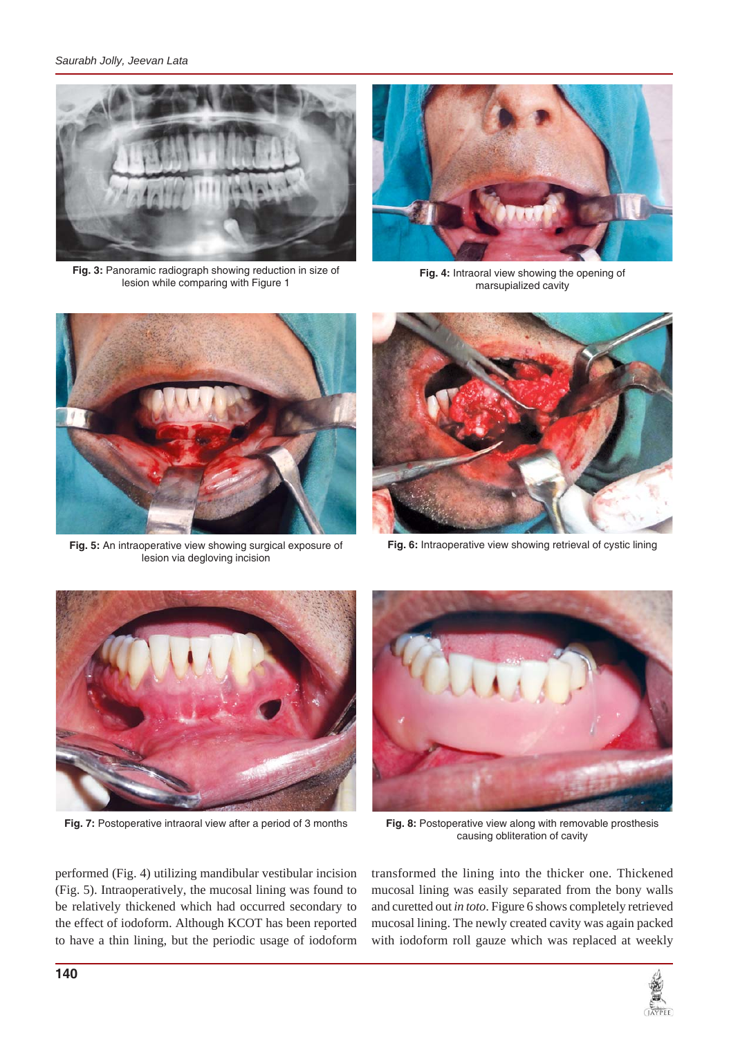Fig. 3: Panoramic radiograph showing reduction in size of lesion while comparing with Figure 1

Fig. 4: Intraoral view showing the opening of marsupialized cavity

Fig. 5: An intraoperative view showing surgical exposure of lesion via degloving incision

Fig. 6: Intraoperative view showing retrieval of cystic lining

Fig. 7: Postoperative intraoral view after a period of 3 months

Fig. 8: Postoperative view along with removable prosthesis causing obliteration of cavity

performed (Fig. 4) utilizing mandibular vestibular incision (Fig. 5). Intraoperatively, the mucosal lining was found to be relatively thickened which had occurred secondary to the effect of iodoform. Although KCOT has been reported to have a thin lining, but the periodic usage of iodoform transformed the lining into the thicker one. Thickened mucosal lining was easily separated from the bony walls and curetted out *in toto*. Figure 6 shows completely retrieved mucosal lining. The newly created cavity was again packed with iodoform roll gauze which was replaced at weekly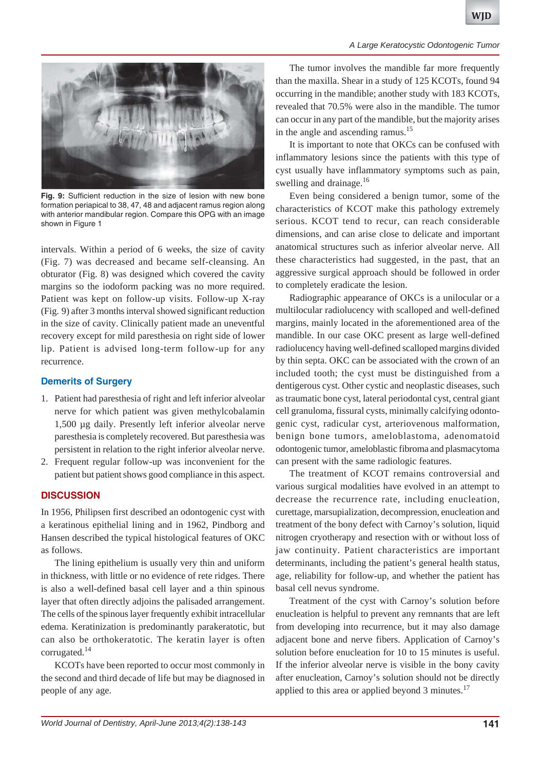**Fig. 9:** Sufficient reduction in the size of lesion with new bone formation periapical to 38, 47, 48 and adjacent ramus region along with anterior mandibular region. Compare this OPG with an image shown in Figure 1

intervals. Within a period of 6 weeks, the size of cavity (Fig. 7) was decreased and became self-cleansing. An obturator (Fig. 8) was designed which covered the cavity margins so the iodoform packing was no more required. Patient was kept on follow-up visits. Follow-up X-ray (Fig. 9) after 3 months interval showed significant reduction in the size of cavity. Clinically patient made an uneventful recovery except for mild paresthesia on right side of lower lip. Patient is advised long-term follow-up for any recurrence.

### Demerits of Surgery

1. Patient had paresthesia of right and left inferior alveolar nerve for which patient was given methylcobalamin 1,500 µg daily. Presently left inferior alveolar nerve paresthesia is completely recovered. But paresthesia was persistent in relation to the right inferior alveolar nerve.
2. Frequent regular follow-up was inconvenient for the patient but patient shows good compliance in this aspect.

## DISCUSSION

In 1956, Philipsen first described an odontogenic cyst with a keratinous epithelial lining and in 1962, Pindborg and Hansen described the typical histological features of OKC as follows.

The lining epithelium is usually very thin and uniform in thickness, with little or no evidence of rete ridges. There is also a well-defined basal cell layer and a thin spinous layer that often directly adjoins the palisaded arrangement. The cells of the spinous layer frequently exhibit intracellular edema. Keratinization is predominantly parakeratotic, but can also be orthokeratotic. The keratin layer is often corrugated.[14]

KCOTs have been reported to occur most commonly in the second and third decade of life but may be diagnosed in people of any age.

The tumor involves the mandible far more frequently than the maxilla. Shear in a study of 125 KCOTs, found 94 occurring in the mandible; another study with 183 KCOTs, revealed that 70.5% were also in the mandible. The tumor can occur in any part of the mandible, but the majority arises in the angle and ascending ramus.[15]

It is important to note that OKCs can be confused with inflammatory lesions since the patients with this type of cyst usually have inflammatory symptoms such as pain, swelling and drainage.[16]

Even being considered a benign tumor, some of the characteristics of KCOT make this pathology extremely serious. KCOT tend to recur, can reach considerable dimensions, and can arise close to delicate and important anatomical structures such as inferior alveolar nerve. All these characteristics had suggested, in the past, that an aggressive surgical approach should be followed in order to completely eradicate the lesion.

Radiographic appearance of OKCs is a unilocular or a multilocular radiolucency with scalloped and well-defined margins, mainly located in the aforementioned area of the mandible. In our case OKC present as large well-defined radiolucency having well-defined scalloped margins divided by thin septa. OKC can be associated with the crown of an included tooth; the cyst must be distinguished from a dentigerous cyst. Other cystic and neoplastic diseases, such as traumatic bone cyst, lateral periodontal cyst, central giant cell granuloma, fissural cysts, minimally calcifying odontogenic cyst, radicular cyst, arteriovenous malformation, benign bone tumors, ameloblastoma, adenomatoid odontogenic tumor, ameloblastic fibroma and plasmacytoma can present with the same radiologic features.

The treatment of KCOT remains controversial and various surgical modalities have evolved in an attempt to decrease the recurrence rate, including enucleation, curettage, marsupialization, decompression, enucleation and treatment of the bony defect with Carnoy's solution, liquid nitrogen cryotherapy and resection with or without loss of jaw continuity. Patient characteristics are important determinants, including the patient's general health status, age, reliability for follow-up, and whether the patient has basal cell nevus syndrome.

Treatment of the cyst with Carnoy's solution before enucleation is helpful to prevent any remnants that are left from developing into recurrence, but it may also damage adjacent bone and nerve fibers. Application of Carnoy's solution before enucleation for 10 to 15 minutes is useful. If the inferior alveolar nerve is visible in the bony cavity after enucleation, Carnoy's solution should not be directly applied to this area or applied beyond 3 minutes.[17]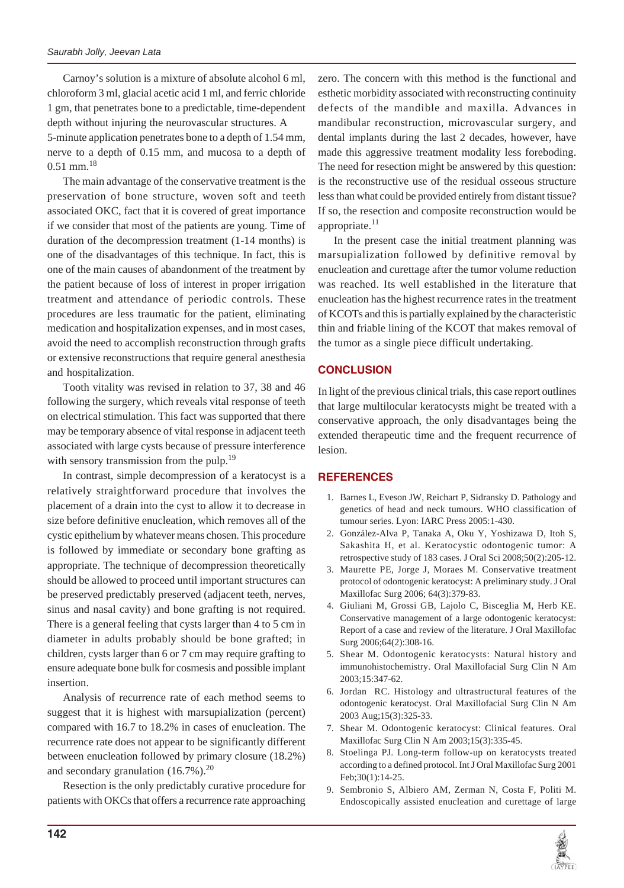Carnoy's solution is a mixture of absolute alcohol 6 ml, chloroform 3 ml, glacial acetic acid 1 ml, and ferric chloride 1 gm, that penetrates bone to a predictable, time-dependent depth without injuring the neurovascular structures. A 5-minute application penetrates bone to a depth of 1.54 mm, nerve to a depth of 0.15 mm, and mucosa to a depth of 0.51 mm.[18]

The main advantage of the conservative treatment is the preservation of bone structure, woven soft and teeth associated OKC, fact that it is covered of great importance if we consider that most of the patients are young. Time of duration of the decompression treatment (1-14 months) is one of the disadvantages of this technique. In fact, this is one of the main causes of abandonment of the treatment by the patient because of loss of interest in proper irrigation treatment and attendance of periodic controls. These procedures are less traumatic for the patient, eliminating medication and hospitalization expenses, and in most cases, avoid the need to accomplish reconstruction through grafts or extensive reconstructions that require general anesthesia and hospitalization.

Tooth vitality was revised in relation to 37, 38 and 46 following the surgery, which reveals vital response of teeth on electrical stimulation. This fact was supported that there may be temporary absence of vital response in adjacent teeth associated with large cysts because of pressure interference with sensory transmission from the pulp.[19]

In contrast, simple decompression of a keratocyst is a relatively straightforward procedure that involves the placement of a drain into the cyst to allow it to decrease in size before definitive enucleation, which removes all of the cystic epithelium by whatever means chosen. This procedure is followed by immediate or secondary bone grafting as appropriate. The technique of decompression theoretically should be allowed to proceed until important structures can be preserved predictably preserved (adjacent teeth, nerves, sinus and nasal cavity) and bone grafting is not required. There is a general feeling that cysts larger than 4 to 5 cm in diameter in adults probably should be bone grafted; in children, cysts larger than 6 or 7 cm may require grafting to ensure adequate bone bulk for cosmesis and possible implant insertion.

Analysis of recurrence rate of each method seems to suggest that it is highest with marsupialization (percent) compared with 16.7 to 18.2% in cases of enucleation. The recurrence rate does not appear to be significantly different between enucleation followed by primary closure (18.2%) and secondary granulation (16.7%).[20]

Resection is the only predictably curative procedure for patients with OKCs that offers a recurrence rate approaching zero. The concern with this method is the functional and esthetic morbidity associated with reconstructing continuity defects of the mandible and maxilla. Advances in mandibular reconstruction, microvascular surgery, and dental implants during the last 2 decades, however, have made this aggressive treatment modality less foreboding. The need for resection might be answered by this question: is the reconstructive use of the residual osseous structure less than what could be provided entirely from distant tissue? If so, the resection and composite reconstruction would be appropriate.[11]

In the present case the initial treatment planning was marsupialization followed by definitive removal by enucleation and curettage after the tumor volume reduction was reached. Its well established in the literature that enucleation has the highest recurrence rates in the treatment of KCOTs and this is partially explained by the characteristic thin and friable lining of the KCOT that makes removal of the tumor as a single piece difficult undertaking.

## CONCLUSION

In light of the previous clinical trials, this case report outlines that large multilocular keratocysts might be treated with a conservative approach, the only disadvantages being the extended therapeutic time and the frequent recurrence of lesion.

## REFERENCES

1. Barnes L, Eveson JW, Reichart P, Sidransky D. Pathology and genetics of head and neck tumours. WHO classification of tumour series. Lyon: IARC Press 2005:1-430.
2. González-Alva P, Tanaka A, Oku Y, Yoshizawa D, Itoh S, Sakashita H, et al. Keratocystic odontogenic tumor: A retrospective study of 183 cases. J Oral Sci 2008;50(2):205-12.
3. Maurette PE, Jorge J, Moraes M. Conservative treatment protocol of odontogenic keratocyst: A preliminary study. J Oral Maxillofac Surg 2006; 64(3):379-83.
4. Giuliani M, Grossi GB, Lajolo C, Bisceglia M, Herb KE. Conservative management of a large odontogenic keratocyst: Report of a case and review of the literature. J Oral Maxillofac Surg 2006;64(2):308-16.
5. Shear M. Odontogenic keratocysts: Natural history and immunohistochemistry. Oral Maxillofacial Surg Clin N Am 2003;15:347-62.
6. Jordan RC. Histology and ultrastructural features of the odontogenic keratocyst. Oral Maxillofacial Surg Clin N Am 2003 Aug;15(3):325-33.
7. Shear M. Odontogenic keratocyst: Clinical features. Oral Maxillofac Surg Clin N Am 2003;15(3):335-45.
8. Stoelinga PJ. Long-term follow-up on keratocysts treated according to a defined protocol. Int J Oral Maxillofac Surg 2001 Feb;30(1):14-25.
9. Sembronio S, Albiero AM, Zerman N, Costa F, Politi M. Endoscopically assisted enucleation and curettage of large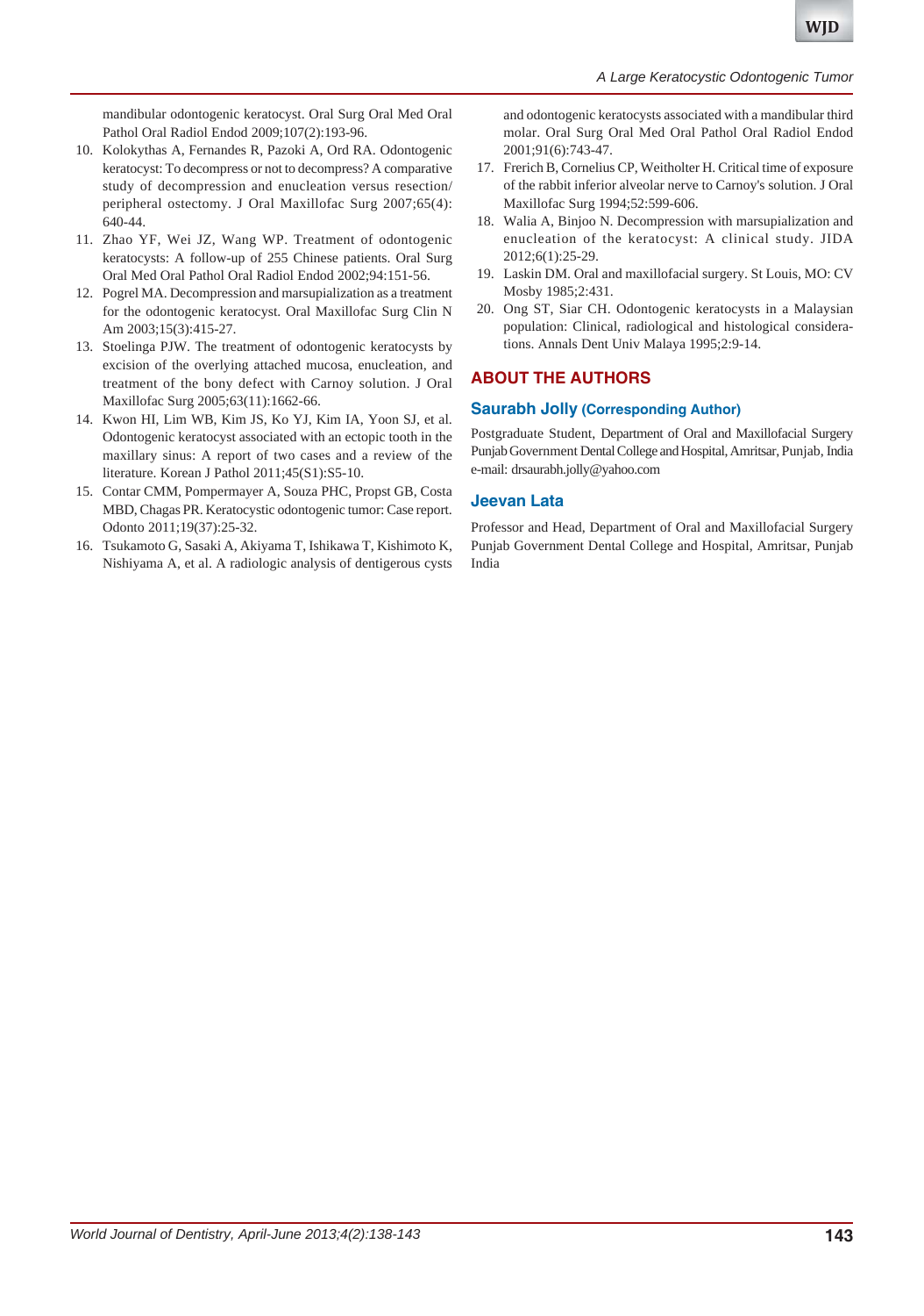mandibular odontogenic keratocyst. Oral Surg Oral Med Oral Pathol Oral Radiol Endod 2009;107(2):193-96.

10. Kolokythas A, Fernandes R, Pazoki A, Ord RA. Odontogenic keratocyst: To decompress or not to decompress? A comparative study of decompression and enucleation versus resection/peripheral ostectomy. J Oral Maxillofac Surg 2007;65(4):640-44.
11. Zhao YF, Wei JZ, Wang WP. Treatment of odontogenic keratocysts: A follow-up of 255 Chinese patients. Oral Surg Oral Med Oral Pathol Oral Radiol Endod 2002;94:151-56.
12. Pogrel MA. Decompression and marsupialization as a treatment for the odontogenic keratocyst. Oral Maxillofac Surg Clin N Am 2003;15(3):415-27.
13. Stoelinga PJW. The treatment of odontogenic keratocysts by excision of the overlying attached mucosa, enucleation, and treatment of the bony defect with Carnoy solution. J Oral Maxillofac Surg 2005;63(11):1662-66.
14. Kwon HI, Lim WB, Kim JS, Ko YJ, Kim IA, Yoon SJ, et al. Odontogenic keratocyst associated with an ectopic tooth in the maxillary sinus: A report of two cases and a review of the literature. Korean J Pathol 2011;45(S1):S5-10.
15. Contar CMM, Pompermayer A, Souza PHC, Propst GB, Costa MBD, Chagas PR. Keratocystic odontogenic tumor: Case report. Odonto 2011;19(37):25-32.
16. Tsukamoto G, Sasaki A, Akiyama T, Ishikawa T, Kishimoto K, Nishiyama A, et al. A radiologic analysis of dentigerous cysts and odontogenic keratocysts associated with a mandibular third molar. Oral Surg Oral Med Oral Pathol Oral Radiol Endod 2001;91(6):743-47.
17. Frerich B, Cornelius CP, Weitholter H. Critical time of exposure of the rabbit inferior alveolar nerve to Carnoy's solution. J Oral Maxillofac Surg 1994;52:599-606.
18. Walia A, Binjoo N. Decompression with marsupialization and enucleation of the keratocyst: A clinical study. JIDA 2012;6(1):25-29.
19. Laskin DM. Oral and maxillofacial surgery. St Louis, MO: CV Mosby 1985;2:431.
20. Ong ST, Siar CH. Odontogenic keratocysts in a Malaysian population: Clinical, radiological and histological considerations. Annals Dent Univ Malaya 1995;2:9-14.

## ABOUT THE AUTHORS

### Saurabh Jolly (Corresponding Author)

Postgraduate Student, Department of Oral and Maxillofacial Surgery Punjab Government Dental College and Hospital, Amritsar, Punjab, India
e-mail: drsaurabh.jolly@yahoo.com

### Jeevan Lata

Professor and Head, Department of Oral and Maxillofacial Surgery Punjab Government Dental College and Hospital, Amritsar, Punjab India